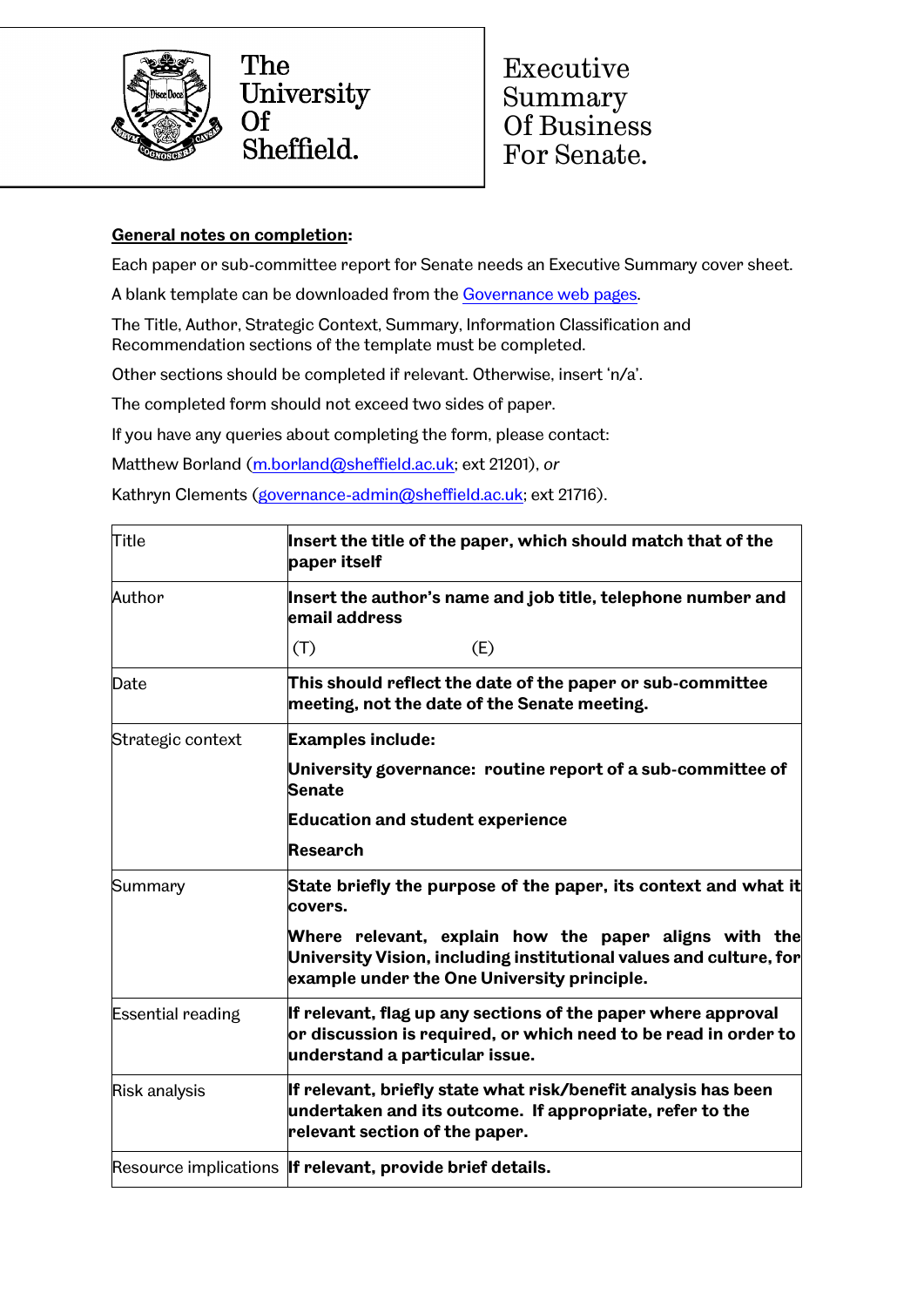The University Of Sheffield.

# Executive Summary Of Business For Senate.

**General notes on completion:**

Each paper or sub-committee report for Senate needs an Executive Summary cover sheet.

A blank template can be downloaded from the Governance web pages.

The Title, Author, Strategic Context, Summary, Information Classification and Recommendation sections of the template must be completed.

Other sections should be completed if relevant. Otherwise, insert 'n/a'.

The completed form should not exceed two sides of paper.

If you have any queries about completing the form, please contact:

Matthew Borland (m.borland@sheffield.ac.uk; ext 21201), *or*

Kathryn Clements (governance-admin@sheffield.ac.uk; ext 21716).

| | |
|---|---|
| Title | **Insert the title of the paper, which should match that of the paper itself** |
| Author | **Insert the author's name and job title, telephone number and email address**<br>(T) (E) |
| Date | **This should reflect the date of the paper or sub-committee meeting, not the date of the Senate meeting.** |
| Strategic context | **Examples include:**<br>**University governance: routine report of a sub-committee of Senate**<br>**Education and student experience**<br>**Research** |
| Summary | **State briefly the purpose of the paper, its context and what it covers.**<br>**Where relevant, explain how the paper aligns with the University Vision, including institutional values and culture, for example under the One University principle.** |
| Essential reading | **If relevant, flag up any sections of the paper where approval or discussion is required, or which need to be read in order to understand a particular issue.** |
| Risk analysis | **If relevant, briefly state what risk/benefit analysis has been undertaken and its outcome. If appropriate, refer to the relevant section of the paper.** |
| Resource implications | **If relevant, provide brief details.** |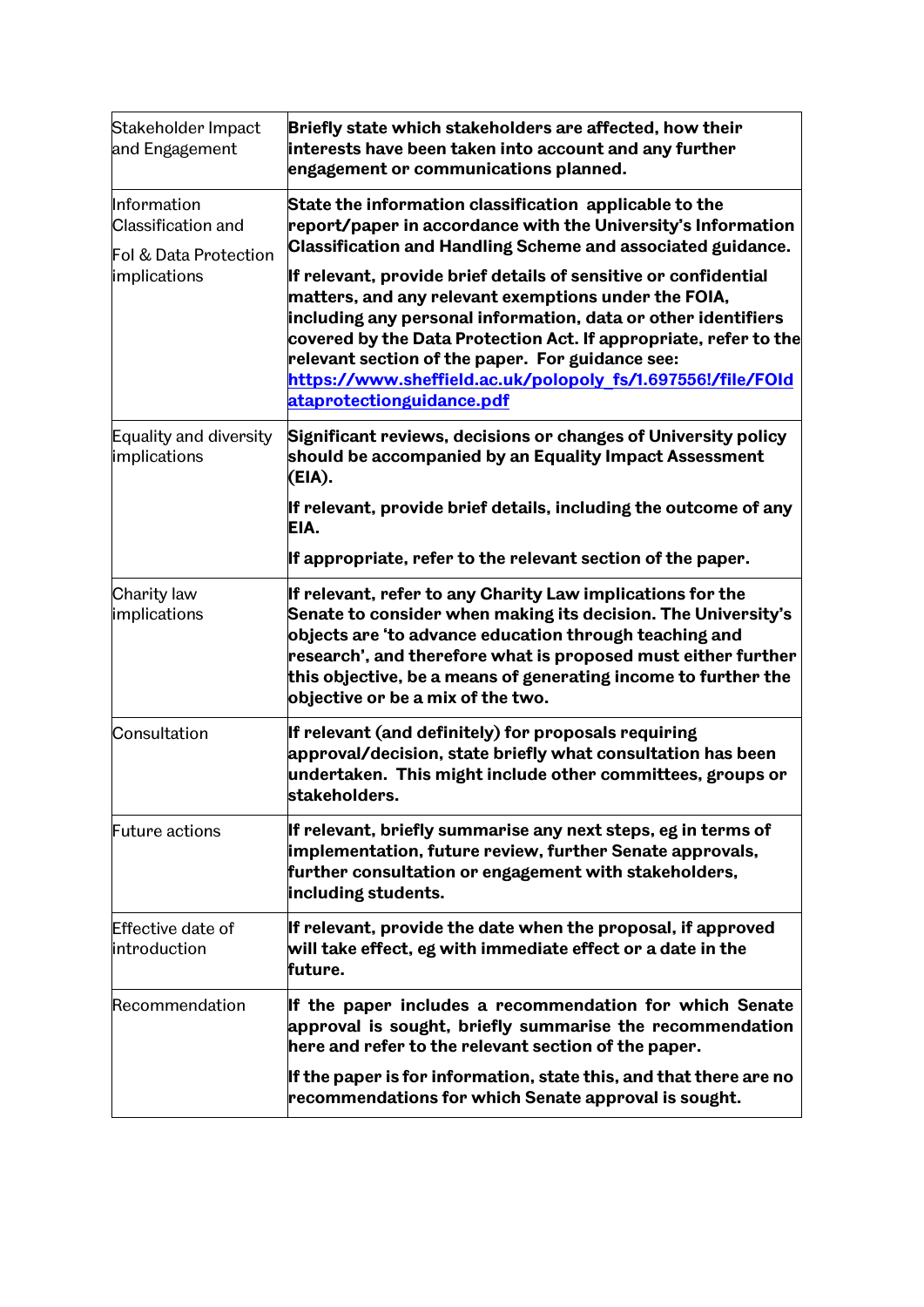| | |
|---|---|
| Stakeholder Impact and Engagement | **Briefly state which stakeholders are affected, how their interests have been taken into account and any further engagement or communications planned.** |
| Information Classification and FoI & Data Protection implications | **State the information classification applicable to the report/paper in accordance with the University's Information Classification and Handling Scheme and associated guidance.** <br><br> **If relevant, provide brief details of sensitive or confidential matters, and any relevant exemptions under the FOIA, including any personal information, data or other identifiers covered by the Data Protection Act. If appropriate, refer to the relevant section of the paper. For guidance see: [https://www.sheffield.ac.uk/polopoly_fs/1.697556!/file/FOIdataprotectionguidance.pdf](https://www.sheffield.ac.uk/polopoly_fs/1.697556!/file/FOIdataprotectionguidance.pdf)** |
| Equality and diversity implications | **Significant reviews, decisions or changes of University policy should be accompanied by an Equality Impact Assessment (EIA).** <br><br> **If relevant, provide brief details, including the outcome of any EIA.** <br><br> **If appropriate, refer to the relevant section of the paper.** |
| Charity law implications | **If relevant, refer to any Charity Law implications for the Senate to consider when making its decision. The University's objects are 'to advance education through teaching and research', and therefore what is proposed must either further this objective, be a means of generating income to further the objective or be a mix of the two.** |
| Consultation | **If relevant (and definitely) for proposals requiring approval/decision, state briefly what consultation has been undertaken. This might include other committees, groups or stakeholders.** |
| Future actions | **If relevant, briefly summarise any next steps, eg in terms of implementation, future review, further Senate approvals, further consultation or engagement with stakeholders, including students.** |
| Effective date of introduction | **If relevant, provide the date when the proposal, if approved will take effect, eg with immediate effect or a date in the future.** |
| Recommendation | **If the paper includes a recommendation for which Senate approval is sought, briefly summarise the recommendation here and refer to the relevant section of the paper.** <br><br> **If the paper is for information, state this, and that there are no recommendations for which Senate approval is sought.** |